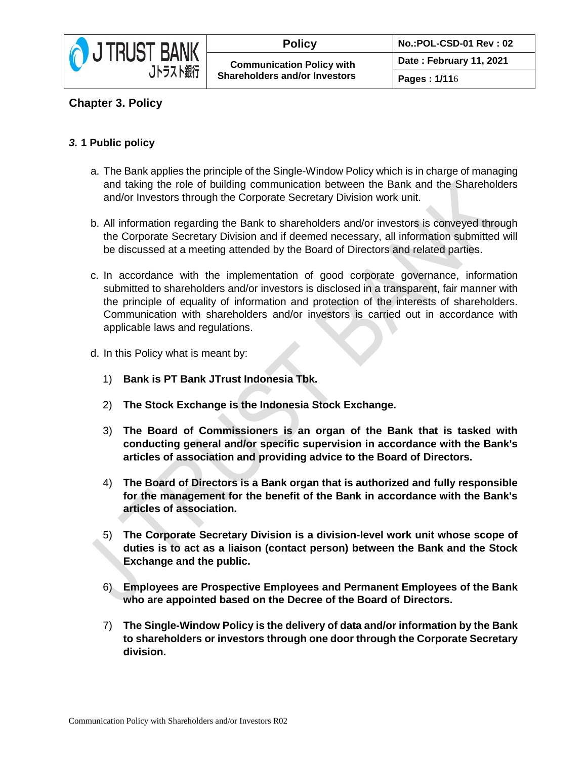## Chapter 3. Policy

### *3.* 1 Public policy

a. The Bank applies the principle of the Single-Window Policy which is in charge of managing and taking the role of building communication between the Bank and the Shareholders and/or Investors through the Corporate Secretary Division work unit.

b. All information regarding the Bank to shareholders and/or investors is conveyed through the Corporate Secretary Division and if deemed necessary, all information submitted will be discussed at a meeting attended by the Board of Directors and related parties.

c. In accordance with the implementation of good corporate governance, information submitted to shareholders and/or investors is disclosed in a transparent, fair manner with the principle of equality of information and protection of the interests of shareholders. Communication with shareholders and/or investors is carried out in accordance with applicable laws and regulations.

d. In this Policy what is meant by:

   1) **Bank is PT Bank JTrust Indonesia Tbk.**

   2) **The Stock Exchange is the Indonesia Stock Exchange.**

   3) **The Board of Commissioners is an organ of the Bank that is tasked with conducting general and/or specific supervision in accordance with the Bank's articles of association and providing advice to the Board of Directors.**

   4) **The Board of Directors is a Bank organ that is authorized and fully responsible for the management for the benefit of the Bank in accordance with the Bank's articles of association.**

   5) **The Corporate Secretary Division is a division-level work unit whose scope of duties is to act as a liaison (contact person) between the Bank and the Stock Exchange and the public.**

   6) **Employees are Prospective Employees and Permanent Employees of the Bank who are appointed based on the Decree of the Board of Directors.**

   7) **The Single-Window Policy is the delivery of data and/or information by the Bank to shareholders or investors through one door through the Corporate Secretary division.**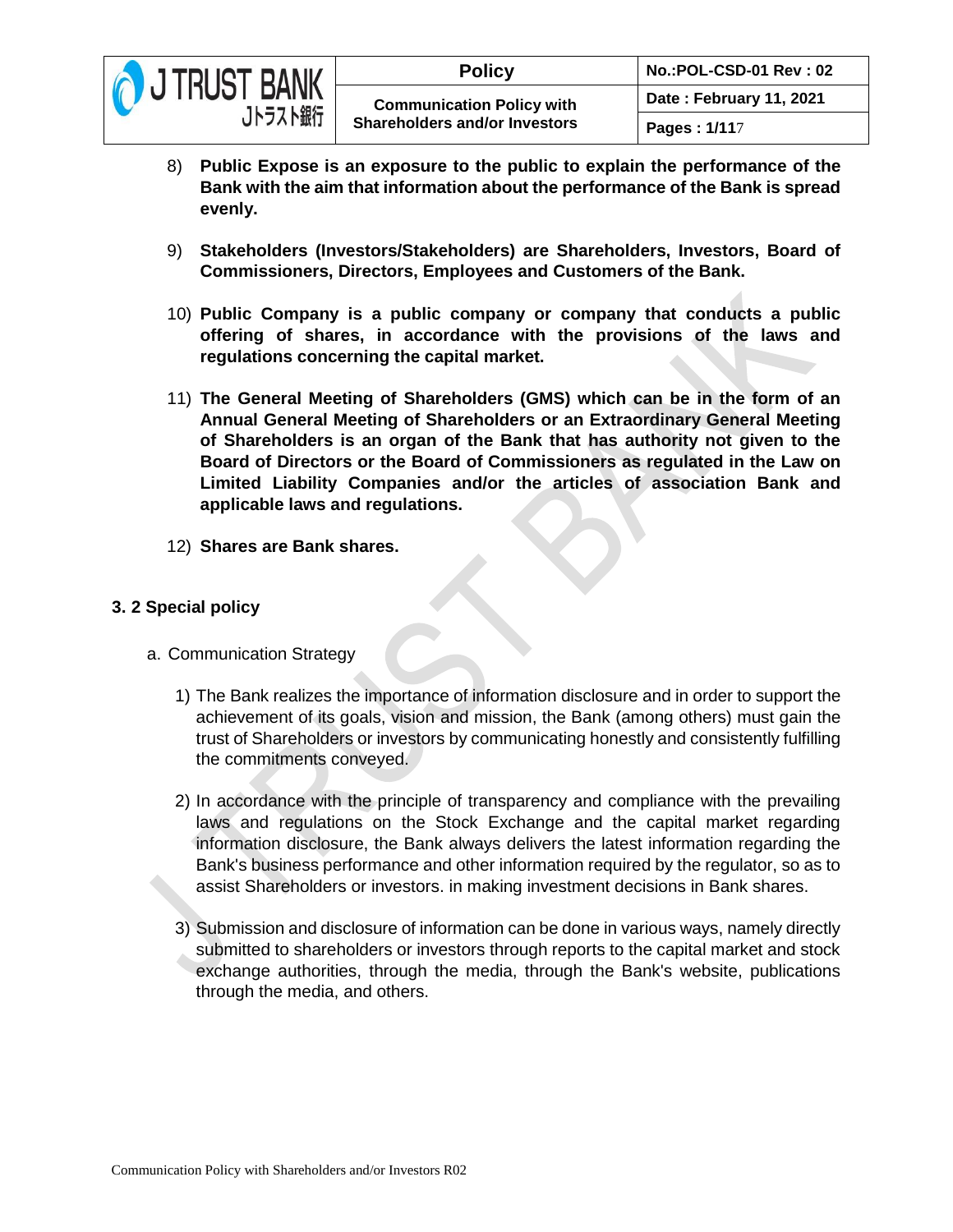8) **Public Expose is an exposure to the public to explain the performance of the Bank with the aim that information about the performance of the Bank is spread evenly.**

9) **Stakeholders (Investors/Stakeholders) are Shareholders, Investors, Board of Commissioners, Directors, Employees and Customers of the Bank.**

10) **Public Company is a public company or company that conducts a public offering of shares, in accordance with the provisions of the laws and regulations concerning the capital market.**

11) **The General Meeting of Shareholders (GMS) which can be in the form of an Annual General Meeting of Shareholders or an Extraordinary General Meeting of Shareholders is an organ of the Bank that has authority not given to the Board of Directors or the Board of Commissioners as regulated in the Law on Limited Liability Companies and/or the articles of association Bank and applicable laws and regulations.**

12) **Shares are Bank shares.**

### 3. 2 Special policy

a. Communication Strategy

1) The Bank realizes the importance of information disclosure and in order to support the achievement of its goals, vision and mission, the Bank (among others) must gain the trust of Shareholders or investors by communicating honestly and consistently fulfilling the commitments conveyed.

2) In accordance with the principle of transparency and compliance with the prevailing laws and regulations on the Stock Exchange and the capital market regarding information disclosure, the Bank always delivers the latest information regarding the Bank's business performance and other information required by the regulator, so as to assist Shareholders or investors. in making investment decisions in Bank shares.

3) Submission and disclosure of information can be done in various ways, namely directly submitted to shareholders or investors through reports to the capital market and stock exchange authorities, through the media, through the Bank's website, publications through the media, and others.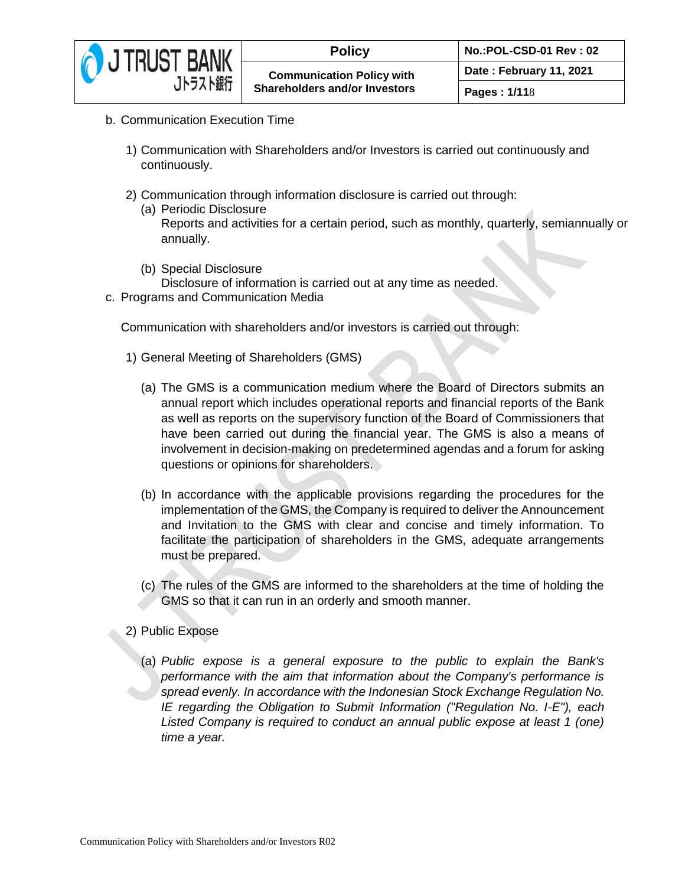b. Communication Execution Time

1) Communication with Shareholders and/or Investors is carried out continuously and continuously.

2) Communication through information disclosure is carried out through:
   (a) Periodic Disclosure
   Reports and activities for a certain period, such as monthly, quarterly, semiannually or annually.

   (b) Special Disclosure
   Disclosure of information is carried out at any time as needed.

c. Programs and Communication Media

Communication with shareholders and/or investors is carried out through:

1) General Meeting of Shareholders (GMS)

   (a) The GMS is a communication medium where the Board of Directors submits an annual report which includes operational reports and financial reports of the Bank as well as reports on the supervisory function of the Board of Commissioners that have been carried out during the financial year. The GMS is also a means of involvement in decision-making on predetermined agendas and a forum for asking questions or opinions for shareholders.

   (b) In accordance with the applicable provisions regarding the procedures for the implementation of the GMS, the Company is required to deliver the Announcement and Invitation to the GMS with clear and concise and timely information. To facilitate the participation of shareholders in the GMS, adequate arrangements must be prepared.

   (c) The rules of the GMS are informed to the shareholders at the time of holding the GMS so that it can run in an orderly and smooth manner.

2) Public Expose

   (a) *Public expose is a general exposure to the public to explain the Bank's performance with the aim that information about the Company's performance is spread evenly. In accordance with the Indonesian Stock Exchange Regulation No. IE regarding the Obligation to Submit Information ("Regulation No. I-E"), each Listed Company is required to conduct an annual public expose at least 1 (one) time a year.*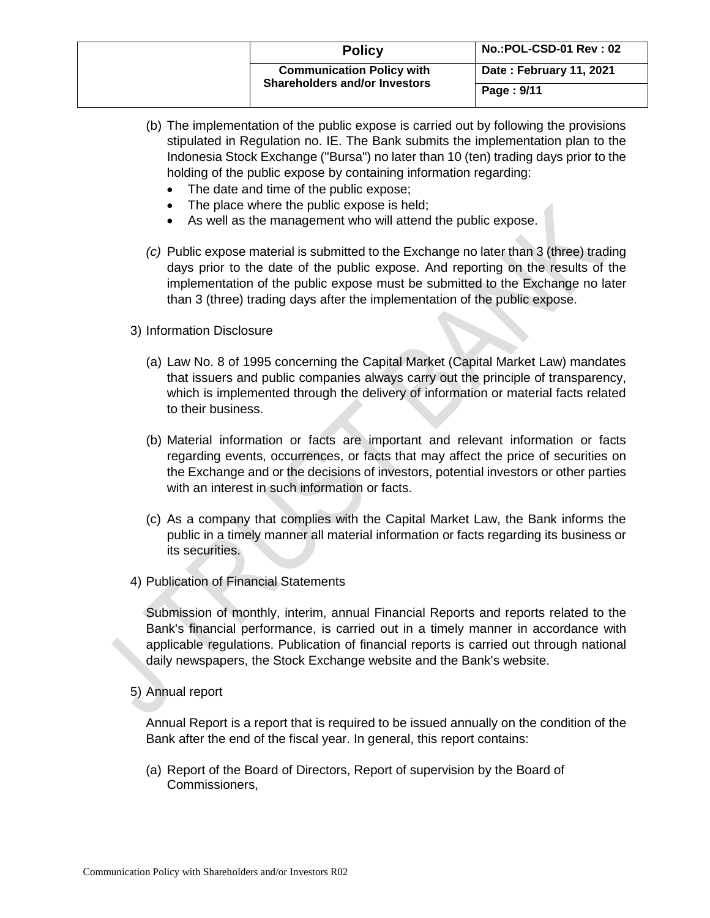(b) The implementation of the public expose is carried out by following the provisions stipulated in Regulation no. IE. The Bank submits the implementation plan to the Indonesia Stock Exchange ("Bursa") no later than 10 (ten) trading days prior to the holding of the public expose by containing information regarding:

- The date and time of the public expose;
- The place where the public expose is held;
- As well as the management who will attend the public expose.

*(c)* Public expose material is submitted to the Exchange no later than 3 (three) trading days prior to the date of the public expose. And reporting on the results of the implementation of the public expose must be submitted to the Exchange no later than 3 (three) trading days after the implementation of the public expose.

3) Information Disclosure

(a) Law No. 8 of 1995 concerning the Capital Market (Capital Market Law) mandates that issuers and public companies always carry out the principle of transparency, which is implemented through the delivery of information or material facts related to their business.

(b) Material information or facts are important and relevant information or facts regarding events, occurrences, or facts that may affect the price of securities on the Exchange and or the decisions of investors, potential investors or other parties with an interest in such information or facts.

(c) As a company that complies with the Capital Market Law, the Bank informs the public in a timely manner all material information or facts regarding its business or its securities.

4) Publication of Financial Statements

Submission of monthly, interim, annual Financial Reports and reports related to the Bank's financial performance, is carried out in a timely manner in accordance with applicable regulations. Publication of financial reports is carried out through national daily newspapers, the Stock Exchange website and the Bank's website.

5) Annual report

Annual Report is a report that is required to be issued annually on the condition of the Bank after the end of the fiscal year. In general, this report contains:

(a) Report of the Board of Directors, Report of supervision by the Board of Commissioners,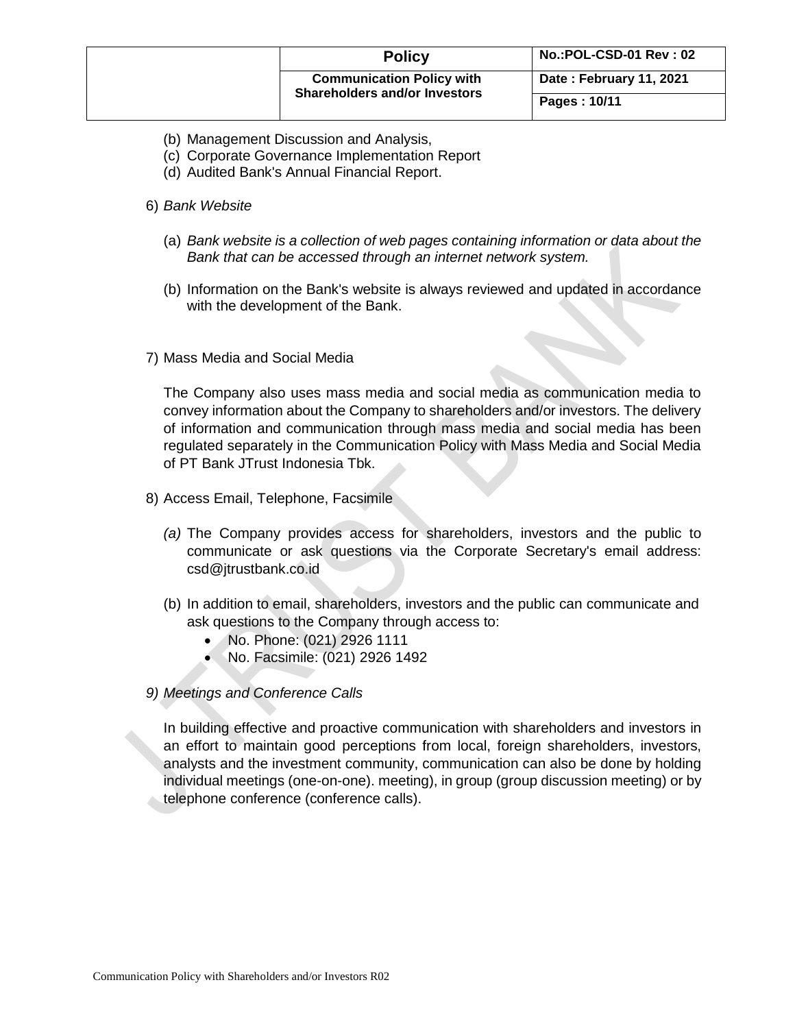(b) Management Discussion and Analysis,
(c) Corporate Governance Implementation Report
(d) Audited Bank's Annual Financial Report.

6) *Bank Website*

(a) *Bank website is a collection of web pages containing information or data about the Bank that can be accessed through an internet network system.*

(b) Information on the Bank's website is always reviewed and updated in accordance with the development of the Bank.

7) Mass Media and Social Media

The Company also uses mass media and social media as communication media to convey information about the Company to shareholders and/or investors. The delivery of information and communication through mass media and social media has been regulated separately in the Communication Policy with Mass Media and Social Media of PT Bank JTrust Indonesia Tbk.

8) Access Email, Telephone, Facsimile

*(a)* The Company provides access for shareholders, investors and the public to communicate or ask questions via the Corporate Secretary's email address: csd@jtrustbank.co.id

(b) In addition to email, shareholders, investors and the public can communicate and ask questions to the Company through access to:
- No. Phone: (021) 2926 1111
- No. Facsimile: (021) 2926 1492

*9) Meetings and Conference Calls*

In building effective and proactive communication with shareholders and investors in an effort to maintain good perceptions from local, foreign shareholders, investors, analysts and the investment community, communication can also be done by holding individual meetings (one-on-one). meeting), in group (group discussion meeting) or by telephone conference (conference calls).